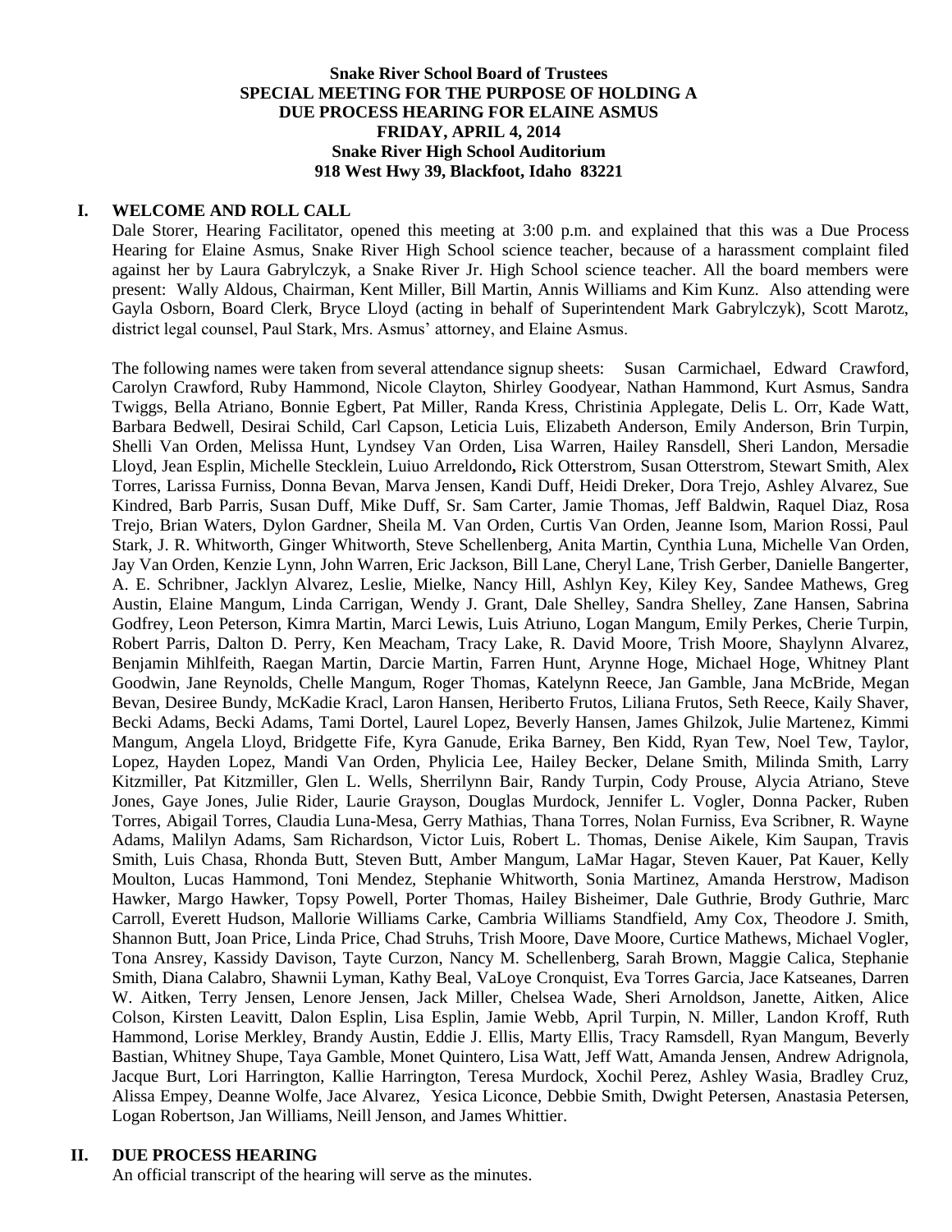**Snake River School Board of Trustees**
**SPECIAL MEETING FOR THE PURPOSE OF HOLDING A**
**DUE PROCESS HEARING FOR ELAINE ASMUS**
**FRIDAY, APRIL 4, 2014**
**Snake River High School Auditorium**
**918 West Hwy 39, Blackfoot, Idaho 83221**

## I. WELCOME AND ROLL CALL

Dale Storer, Hearing Facilitator, opened this meeting at 3:00 p.m. and explained that this was a Due Process Hearing for Elaine Asmus, Snake River High School science teacher, because of a harassment complaint filed against her by Laura Gabrylczyk, a Snake River Jr. High School science teacher. All the board members were present: Wally Aldous, Chairman, Kent Miller, Bill Martin, Annis Williams and Kim Kunz. Also attending were Gayla Osborn, Board Clerk, Bryce Lloyd (acting in behalf of Superintendent Mark Gabrylczyk), Scott Marotz, district legal counsel, Paul Stark, Mrs. Asmus' attorney, and Elaine Asmus.

The following names were taken from several attendance signup sheets: Susan Carmichael, Edward Crawford, Carolyn Crawford, Ruby Hammond, Nicole Clayton, Shirley Goodyear, Nathan Hammond, Kurt Asmus, Sandra Twiggs, Bella Atriano, Bonnie Egbert, Pat Miller, Randa Kress, Christinia Applegate, Delis L. Orr, Kade Watt, Barbara Bedwell, Desirai Schild, Carl Capson, Leticia Luis, Elizabeth Anderson, Emily Anderson, Brin Turpin, Shelli Van Orden, Melissa Hunt, Lyndsey Van Orden, Lisa Warren, Hailey Ransdell, Sheri Landon, Mersadie Lloyd, Jean Esplin, Michelle Stecklein, Luiuo Arreldondo**,** Rick Otterstrom, Susan Otterstrom, Stewart Smith, Alex Torres, Larissa Furniss, Donna Bevan, Marva Jensen, Kandi Duff, Heidi Dreker, Dora Trejo, Ashley Alvarez, Sue Kindred, Barb Parris, Susan Duff, Mike Duff, Sr. Sam Carter, Jamie Thomas, Jeff Baldwin, Raquel Diaz, Rosa Trejo, Brian Waters, Dylon Gardner, Sheila M. Van Orden, Curtis Van Orden, Jeanne Isom, Marion Rossi, Paul Stark, J. R. Whitworth, Ginger Whitworth, Steve Schellenberg, Anita Martin, Cynthia Luna, Michelle Van Orden, Jay Van Orden, Kenzie Lynn, John Warren, Eric Jackson, Bill Lane, Cheryl Lane, Trish Gerber, Danielle Bangerter, A. E. Schribner, Jacklyn Alvarez, Leslie, Mielke, Nancy Hill, Ashlyn Key, Kiley Key, Sandee Mathews, Greg Austin, Elaine Mangum, Linda Carrigan, Wendy J. Grant, Dale Shelley, Sandra Shelley, Zane Hansen, Sabrina Godfrey, Leon Peterson, Kimra Martin, Marci Lewis, Luis Atriuno, Logan Mangum, Emily Perkes, Cherie Turpin, Robert Parris, Dalton D. Perry, Ken Meacham, Tracy Lake, R. David Moore, Trish Moore, Shaylynn Alvarez, Benjamin Mihlfeith, Raegan Martin, Darcie Martin, Farren Hunt, Arynne Hoge, Michael Hoge, Whitney Plant Goodwin, Jane Reynolds, Chelle Mangum, Roger Thomas, Katelynn Reece, Jan Gamble, Jana McBride, Megan Bevan, Desiree Bundy, McKadie Kracl, Laron Hansen, Heriberto Frutos, Liliana Frutos, Seth Reece, Kaily Shaver, Becki Adams, Becki Adams, Tami Dortel, Laurel Lopez, Beverly Hansen, James Ghilzok, Julie Martenez, Kimmi Mangum, Angela Lloyd, Bridgette Fife, Kyra Ganude, Erika Barney, Ben Kidd, Ryan Tew, Noel Tew, Taylor, Lopez, Hayden Lopez, Mandi Van Orden, Phylicia Lee, Hailey Becker, Delane Smith, Milinda Smith, Larry Kitzmiller, Pat Kitzmiller, Glen L. Wells, Sherrilynn Bair, Randy Turpin, Cody Prouse, Alycia Atriano, Steve Jones, Gaye Jones, Julie Rider, Laurie Grayson, Douglas Murdock, Jennifer L. Vogler, Donna Packer, Ruben Torres, Abigail Torres, Claudia Luna-Mesa, Gerry Mathias, Thana Torres, Nolan Furniss, Eva Scribner, R. Wayne Adams, Malilyn Adams, Sam Richardson, Victor Luis, Robert L. Thomas, Denise Aikele, Kim Saupan, Travis Smith, Luis Chasa, Rhonda Butt, Steven Butt, Amber Mangum, LaMar Hagar, Steven Kauer, Pat Kauer, Kelly Moulton, Lucas Hammond, Toni Mendez, Stephanie Whitworth, Sonia Martinez, Amanda Herstrow, Madison Hawker, Margo Hawker, Topsy Powell, Porter Thomas, Hailey Bisheimer, Dale Guthrie, Brody Guthrie, Marc Carroll, Everett Hudson, Mallorie Williams Carke, Cambria Williams Standfield, Amy Cox, Theodore J. Smith, Shannon Butt, Joan Price, Linda Price, Chad Struhs, Trish Moore, Dave Moore, Curtice Mathews, Michael Vogler, Tona Ansrey, Kassidy Davison, Tayte Curzon, Nancy M. Schellenberg, Sarah Brown, Maggie Calica, Stephanie Smith, Diana Calabro, Shawnii Lyman, Kathy Beal, VaLoye Cronquist, Eva Torres Garcia, Jace Katseanes, Darren W. Aitken, Terry Jensen, Lenore Jensen, Jack Miller, Chelsea Wade, Sheri Arnoldson, Janette, Aitken, Alice Colson, Kirsten Leavitt, Dalon Esplin, Lisa Esplin, Jamie Webb, April Turpin, N. Miller, Landon Kroff, Ruth Hammond, Lorise Merkley, Brandy Austin, Eddie J. Ellis, Marty Ellis, Tracy Ramsdell, Ryan Mangum, Beverly Bastian, Whitney Shupe, Taya Gamble, Monet Quintero, Lisa Watt, Jeff Watt, Amanda Jensen, Andrew Adrignola, Jacque Burt, Lori Harrington, Kallie Harrington, Teresa Murdock, Xochil Perez, Ashley Wasia, Bradley Cruz, Alissa Empey, Deanne Wolfe, Jace Alvarez, Yesica Liconce, Debbie Smith, Dwight Petersen, Anastasia Petersen, Logan Robertson, Jan Williams, Neill Jenson, and James Whittier.

## II. DUE PROCESS HEARING

An official transcript of the hearing will serve as the minutes.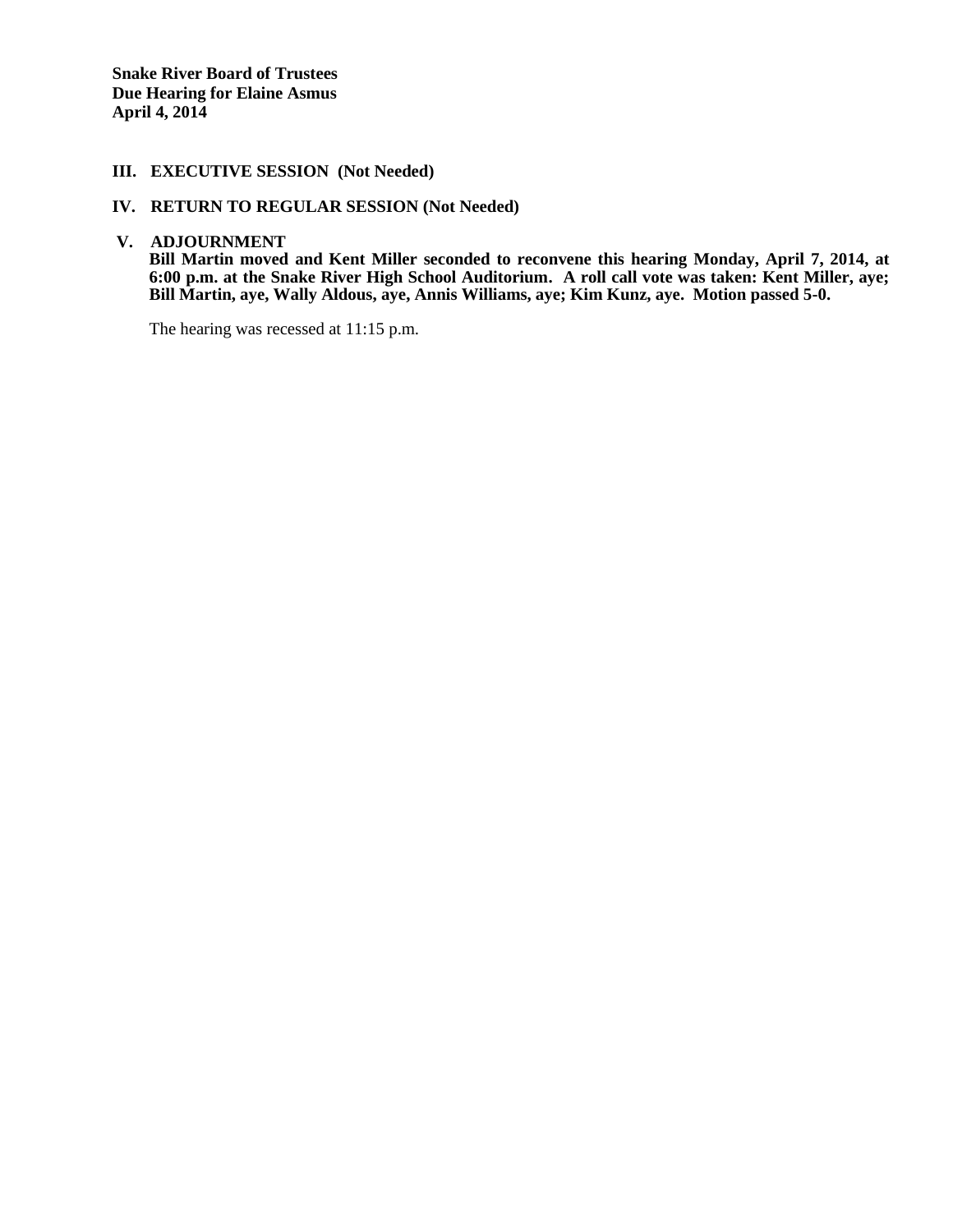**Snake River Board of Trustees**
**Due Hearing for Elaine Asmus**
**April 4, 2014**

## III. EXECUTIVE SESSION (Not Needed)

## IV. RETURN TO REGULAR SESSION (Not Needed)

## V. ADJOURNMENT

**Bill Martin moved and Kent Miller seconded to reconvene this hearing Monday, April 7, 2014, at 6:00 p.m. at the Snake River High School Auditorium. A roll call vote was taken: Kent Miller, aye; Bill Martin, aye, Wally Aldous, aye, Annis Williams, aye; Kim Kunz, aye. Motion passed 5-0.**

The hearing was recessed at 11:15 p.m.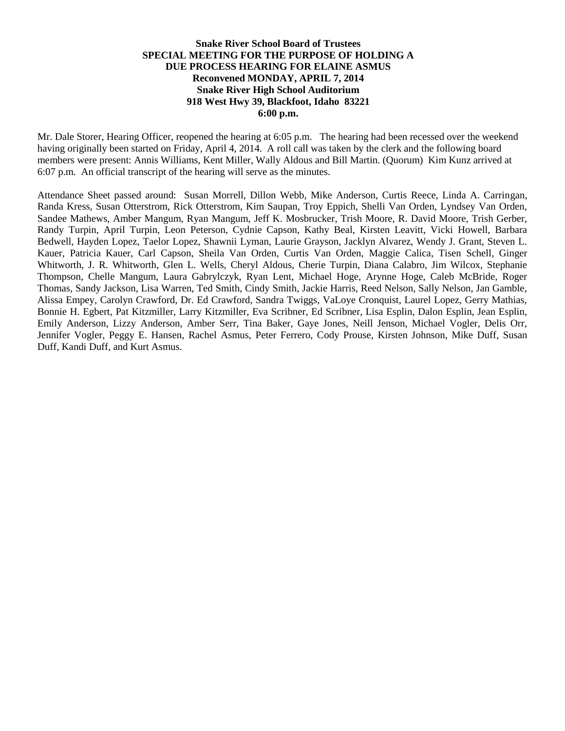**Snake River School Board of Trustees**
**SPECIAL MEETING FOR THE PURPOSE OF HOLDING A**
**DUE PROCESS HEARING FOR ELAINE ASMUS**
**Reconvened MONDAY, APRIL 7, 2014**
**Snake River High School Auditorium**
**918 West Hwy 39, Blackfoot, Idaho 83221**
**6:00 p.m.**

Mr. Dale Storer, Hearing Officer, reopened the hearing at 6:05 p.m. The hearing had been recessed over the weekend having originally been started on Friday, April 4, 2014. A roll call was taken by the clerk and the following board members were present: Annis Williams, Kent Miller, Wally Aldous and Bill Martin. (Quorum) Kim Kunz arrived at 6:07 p.m. An official transcript of the hearing will serve as the minutes.

Attendance Sheet passed around: Susan Morrell, Dillon Webb, Mike Anderson, Curtis Reece, Linda A. Carringan, Randa Kress, Susan Otterstrom, Rick Otterstrom, Kim Saupan, Troy Eppich, Shelli Van Orden, Lyndsey Van Orden, Sandee Mathews, Amber Mangum, Ryan Mangum, Jeff K. Mosbrucker, Trish Moore, R. David Moore, Trish Gerber, Randy Turpin, April Turpin, Leon Peterson, Cydnie Capson, Kathy Beal, Kirsten Leavitt, Vicki Howell, Barbara Bedwell, Hayden Lopez, Taelor Lopez, Shawnii Lyman, Laurie Grayson, Jacklyn Alvarez, Wendy J. Grant, Steven L. Kauer, Patricia Kauer, Carl Capson, Sheila Van Orden, Curtis Van Orden, Maggie Calica, Tisen Schell, Ginger Whitworth, J. R. Whitworth, Glen L. Wells, Cheryl Aldous, Cherie Turpin, Diana Calabro, Jim Wilcox, Stephanie Thompson, Chelle Mangum, Laura Gabrylczyk, Ryan Lent, Michael Hoge, Arynne Hoge, Caleb McBride, Roger Thomas, Sandy Jackson, Lisa Warren, Ted Smith, Cindy Smith, Jackie Harris, Reed Nelson, Sally Nelson, Jan Gamble, Alissa Empey, Carolyn Crawford, Dr. Ed Crawford, Sandra Twiggs, VaLoye Cronquist, Laurel Lopez, Gerry Mathias, Bonnie H. Egbert, Pat Kitzmiller, Larry Kitzmiller, Eva Scribner, Ed Scribner, Lisa Esplin, Dalon Esplin, Jean Esplin, Emily Anderson, Lizzy Anderson, Amber Serr, Tina Baker, Gaye Jones, Neill Jenson, Michael Vogler, Delis Orr, Jennifer Vogler, Peggy E. Hansen, Rachel Asmus, Peter Ferrero, Cody Prouse, Kirsten Johnson, Mike Duff, Susan Duff, Kandi Duff, and Kurt Asmus.